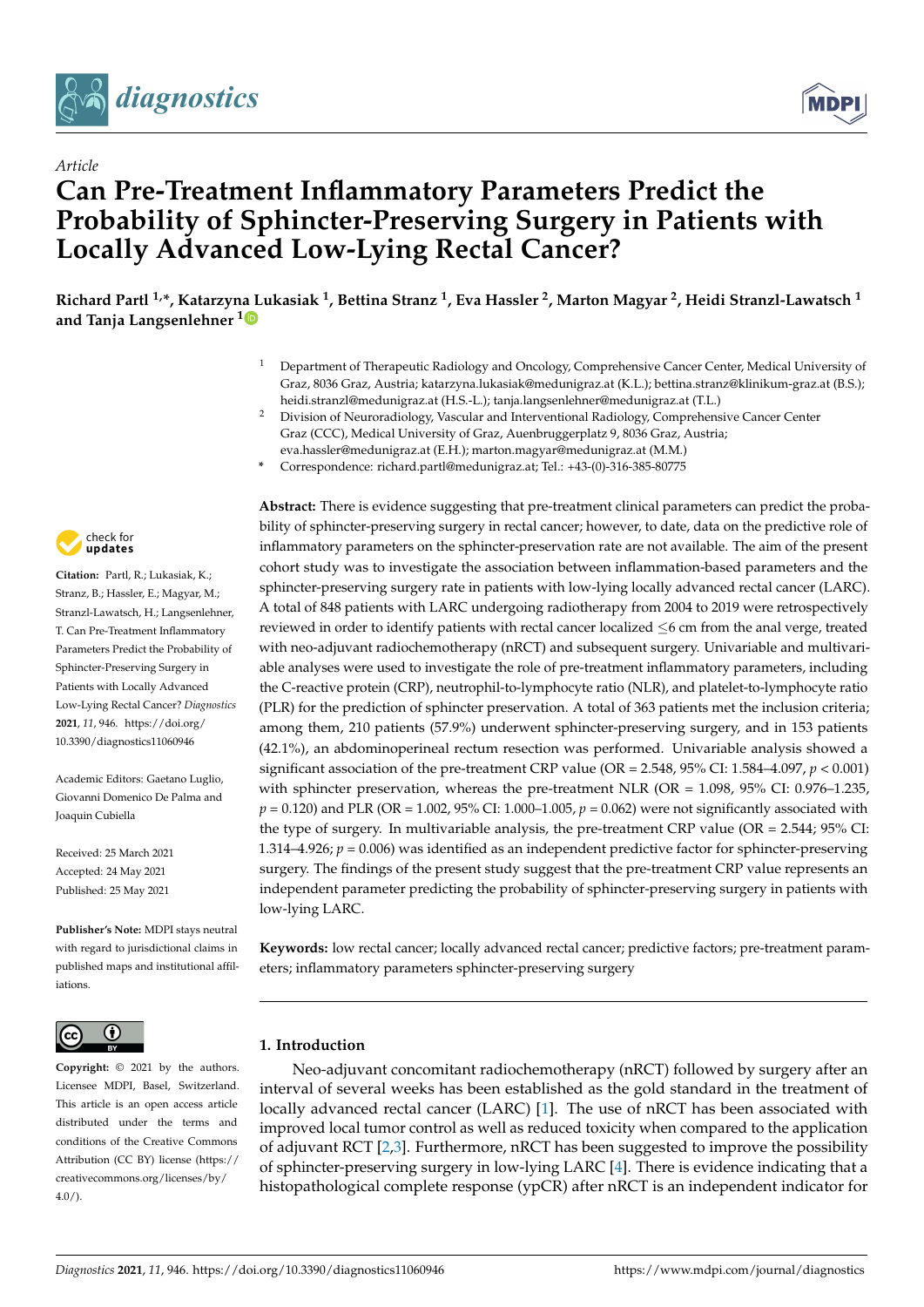Article

# Can Pre-Treatment Inflammatory Parameters Predict the Probability of Sphincter-Preserving Surgery in Patients with Locally Advanced Low-Lying Rectal Cancer?

**Richard Partl [1,*], Katarzyna Lukasiak [1], Bettina Stranz [1], Eva Hassler [2], Marton Magyar [2], Heidi Stranzl-Lawatsch [1] and Tanja Langsenlehner [1]**

[1] Department of Therapeutic Radiology and Oncology, Comprehensive Cancer Center, Medical University of Graz, 8036 Graz, Austria; katarzyna.lukasiak@medunigraz.at (K.L.); bettina.stranz@klinikum-graz.at (B.S.); heidi.stranzl@medunigraz.at (H.S.-L.); tanja.langsenlehner@medunigraz.at (T.L.)

[2] Division of Neuroradiology, Vascular and Interventional Radiology, Comprehensive Cancer Center Graz (CCC), Medical University of Graz, Auenbruggerplatz 9, 8036 Graz, Austria; eva.hassler@medunigraz.at (E.H.); marton.magyar@medunigraz.at (M.M.)

\* Correspondence: richard.partl@medunigraz.at; Tel.: +43-(0)-316-385-80775

**Citation:** Partl, R.; Lukasiak, K.; Stranz, B.; Hassler, E.; Magyar, M.; Stranzl-Lawatsch, H.; Langsenlehner, T. Can Pre-Treatment Inflammatory Parameters Predict the Probability of Sphincter-Preserving Surgery in Patients with Locally Advanced Low-Lying Rectal Cancer? *Diagnostics* **2021**, *11*, 946. https://doi.org/10.3390/diagnostics11060946

Academic Editors: Gaetano Luglio, Giovanni Domenico De Palma and Joaquin Cubiella

Received: 25 March 2021
Accepted: 24 May 2021
Published: 25 May 2021

**Publisher's Note:** MDPI stays neutral with regard to jurisdictional claims in published maps and institutional affiliations.

**Copyright:** © 2021 by the authors. Licensee MDPI, Basel, Switzerland. This article is an open access article distributed under the terms and conditions of the Creative Commons Attribution (CC BY) license (https://creativecommons.org/licenses/by/4.0/).

**Abstract:** There is evidence suggesting that pre-treatment clinical parameters can predict the probability of sphincter-preserving surgery in rectal cancer; however, to date, data on the predictive role of inflammatory parameters on the sphincter-preservation rate are not available. The aim of the present cohort study was to investigate the association between inflammation-based parameters and the sphincter-preserving surgery rate in patients with low-lying locally advanced rectal cancer (LARC). A total of 848 patients with LARC undergoing radiotherapy from 2004 to 2019 were retrospectively reviewed in order to identify patients with rectal cancer localized ≤6 cm from the anal verge, treated with neo-adjuvant radiochemotherapy (nRCT) and subsequent surgery. Univariable and multivariable analyses were used to investigate the role of pre-treatment inflammatory parameters, including the C-reactive protein (CRP), neutrophil-to-lymphocyte ratio (NLR), and platelet-to-lymphocyte ratio (PLR) for the prediction of sphincter preservation. A total of 363 patients met the inclusion criteria; among them, 210 patients (57.9%) underwent sphincter-preserving surgery, and in 153 patients (42.1%), an abdominoperineal rectum resection was performed. Univariable analysis showed a significant association of the pre-treatment CRP value (OR = 2.548, 95% CI: 1.584–4.097, $p < 0.001$) with sphincter preservation, whereas the pre-treatment NLR (OR = 1.098, 95% CI: 0.976–1.235, $p = 0.120$) and PLR (OR = 1.002, 95% CI: 1.000–1.005, $p = 0.062$) were not significantly associated with the type of surgery. In multivariable analysis, the pre-treatment CRP value (OR = 2.544; 95% CI: 1.314–4.926; $p = 0.006$) was identified as an independent predictive factor for sphincter-preserving surgery. The findings of the present study suggest that the pre-treatment CRP value represents an independent parameter predicting the probability of sphincter-preserving surgery in patients with low-lying LARC.

**Keywords:** low rectal cancer; locally advanced rectal cancer; predictive factors; pre-treatment parameters; inflammatory parameters sphincter-preserving surgery

## 1. Introduction

Neo-adjuvant concomitant radiochemotherapy (nRCT) followed by surgery after an interval of several weeks has been established as the gold standard in the treatment of locally advanced rectal cancer (LARC) [1]. The use of nRCT has been associated with improved local tumor control as well as reduced toxicity when compared to the application of adjuvant RCT [2,3]. Furthermore, nRCT has been suggested to improve the possibility of sphincter-preserving surgery in low-lying LARC [4]. There is evidence indicating that a histopathological complete response (ypCR) after nRCT is an independent indicator for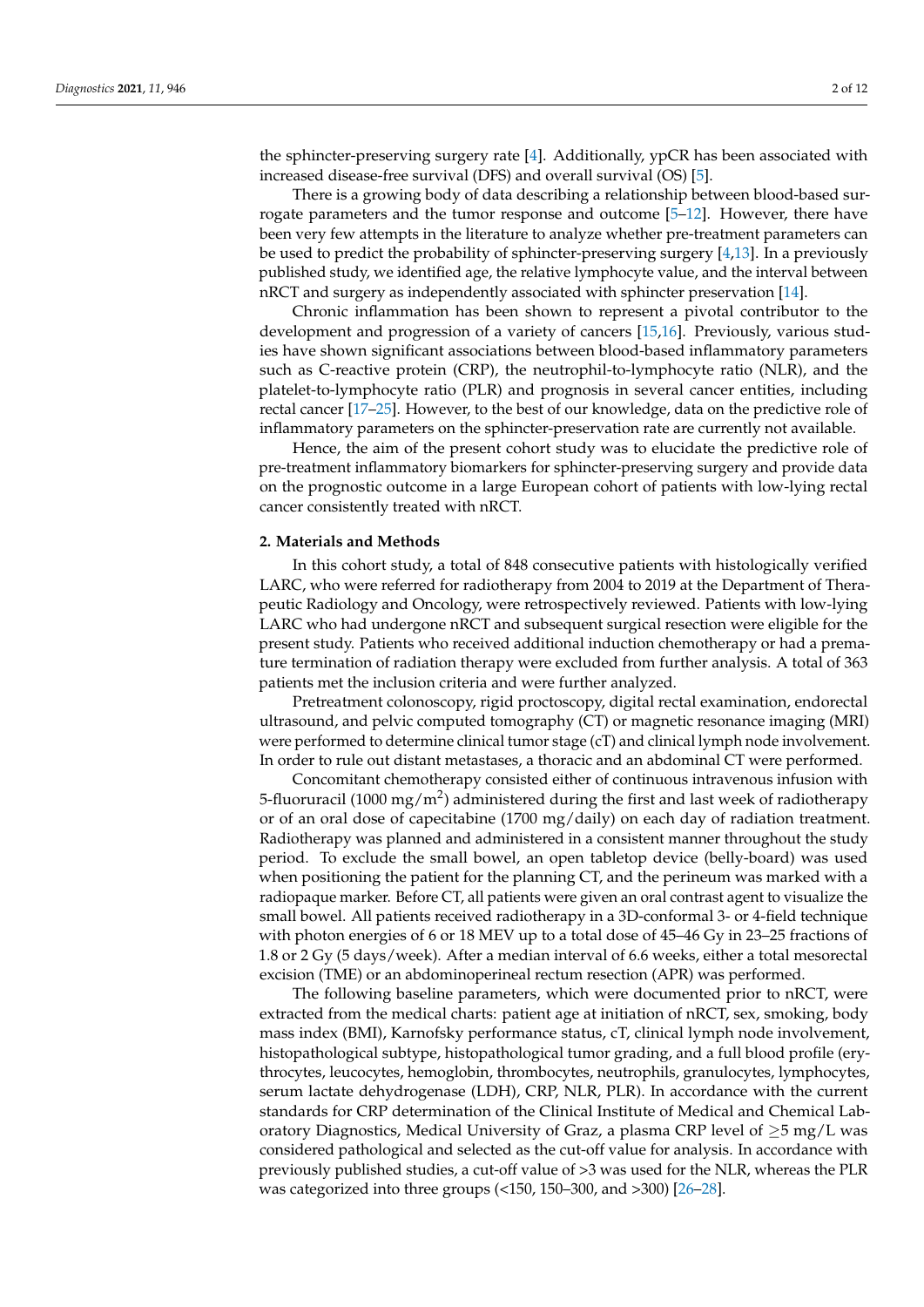the sphincter-preserving surgery rate [4]. Additionally, ypCR has been associated with increased disease-free survival (DFS) and overall survival (OS) [5].

There is a growing body of data describing a relationship between blood-based surrogate parameters and the tumor response and outcome [5–12]. However, there have been very few attempts in the literature to analyze whether pre-treatment parameters can be used to predict the probability of sphincter-preserving surgery [4,13]. In a previously published study, we identified age, the relative lymphocyte value, and the interval between nRCT and surgery as independently associated with sphincter preservation [14].

Chronic inflammation has been shown to represent a pivotal contributor to the development and progression of a variety of cancers [15,16]. Previously, various studies have shown significant associations between blood-based inflammatory parameters such as C-reactive protein (CRP), the neutrophil-to-lymphocyte ratio (NLR), and the platelet-to-lymphocyte ratio (PLR) and prognosis in several cancer entities, including rectal cancer [17–25]. However, to the best of our knowledge, data on the predictive role of inflammatory parameters on the sphincter-preservation rate are currently not available.

Hence, the aim of the present cohort study was to elucidate the predictive role of pre-treatment inflammatory biomarkers for sphincter-preserving surgery and provide data on the prognostic outcome in a large European cohort of patients with low-lying rectal cancer consistently treated with nRCT.

## 2. Materials and Methods

In this cohort study, a total of 848 consecutive patients with histologically verified LARC, who were referred for radiotherapy from 2004 to 2019 at the Department of Therapeutic Radiology and Oncology, were retrospectively reviewed. Patients with low-lying LARC who had undergone nRCT and subsequent surgical resection were eligible for the present study. Patients who received additional induction chemotherapy or had a premature termination of radiation therapy were excluded from further analysis. A total of 363 patients met the inclusion criteria and were further analyzed.

Pretreatment colonoscopy, rigid proctoscopy, digital rectal examination, endorectal ultrasound, and pelvic computed tomography (CT) or magnetic resonance imaging (MRI) were performed to determine clinical tumor stage (cT) and clinical lymph node involvement. In order to rule out distant metastases, a thoracic and an abdominal CT were performed.

Concomitant chemotherapy consisted either of continuous intravenous infusion with 5-fluoruracil (1000 mg/m$^2$) administered during the first and last week of radiotherapy or of an oral dose of capecitabine (1700 mg/daily) on each day of radiation treatment. Radiotherapy was planned and administered in a consistent manner throughout the study period. To exclude the small bowel, an open tabletop device (belly-board) was used when positioning the patient for the planning CT, and the perineum was marked with a radiopaque marker. Before CT, all patients were given an oral contrast agent to visualize the small bowel. All patients received radiotherapy in a 3D-conformal 3- or 4-field technique with photon energies of 6 or 18 MEV up to a total dose of 45–46 Gy in 23–25 fractions of 1.8 or 2 Gy (5 days/week). After a median interval of 6.6 weeks, either a total mesorectal excision (TME) or an abdominoperineal rectum resection (APR) was performed.

The following baseline parameters, which were documented prior to nRCT, were extracted from the medical charts: patient age at initiation of nRCT, sex, smoking, body mass index (BMI), Karnofsky performance status, cT, clinical lymph node involvement, histopathological subtype, histopathological tumor grading, and a full blood profile (erythrocytes, leucocytes, hemoglobin, thrombocytes, neutrophils, granulocytes, lymphocytes, serum lactate dehydrogenase (LDH), CRP, NLR, PLR). In accordance with the current standards for CRP determination of the Clinical Institute of Medical and Chemical Laboratory Diagnostics, Medical University of Graz, a plasma CRP level of $\geq$5 mg/L was considered pathological and selected as the cut-off value for analysis. In accordance with previously published studies, a cut-off value of >3 was used for the NLR, whereas the PLR was categorized into three groups (<150, 150–300, and >300) [26–28].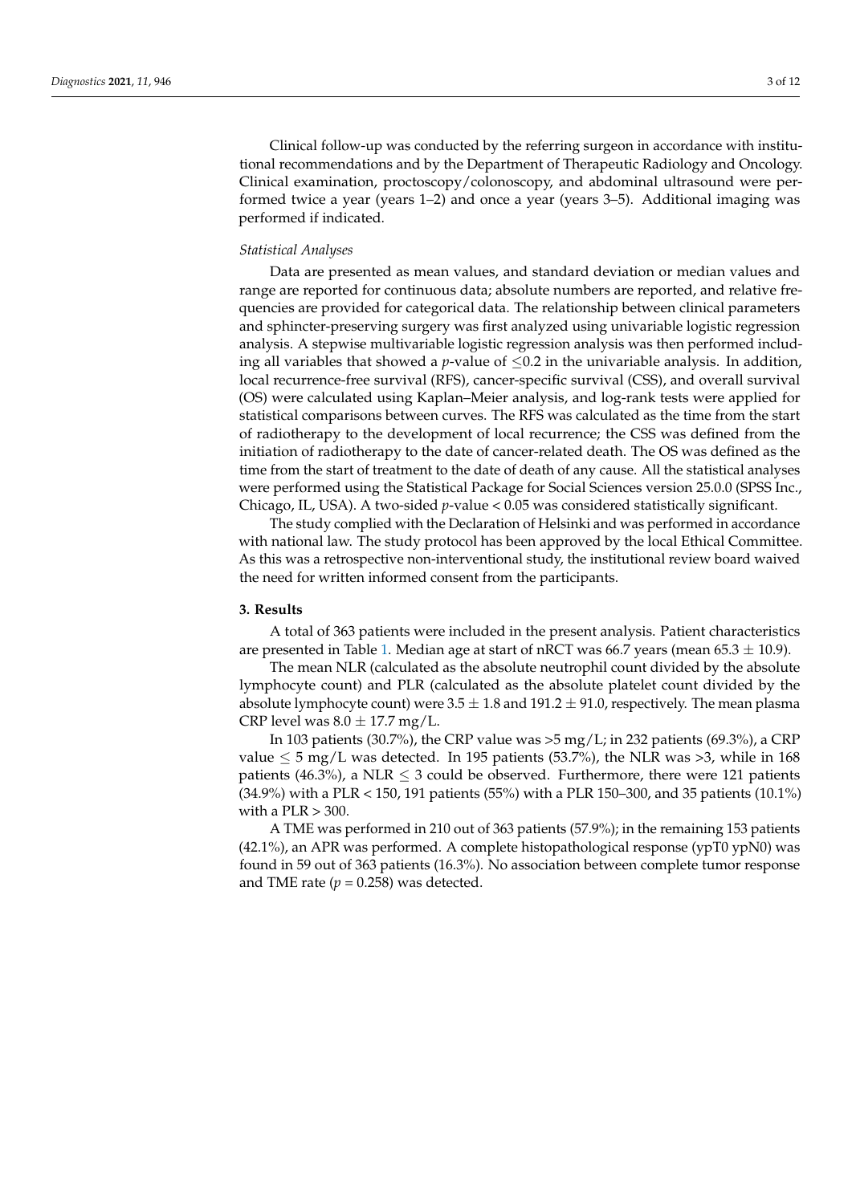Clinical follow-up was conducted by the referring surgeon in accordance with institutional recommendations and by the Department of Therapeutic Radiology and Oncology. Clinical examination, proctoscopy/colonoscopy, and abdominal ultrasound were performed twice a year (years 1–2) and once a year (years 3–5). Additional imaging was performed if indicated.

*Statistical Analyses*

Data are presented as mean values, and standard deviation or median values and range are reported for continuous data; absolute numbers are reported, and relative frequencies are provided for categorical data. The relationship between clinical parameters and sphincter-preserving surgery was first analyzed using univariable logistic regression analysis. A stepwise multivariable logistic regression analysis was then performed including all variables that showed a $p$-value of $\leq 0.2$ in the univariable analysis. In addition, local recurrence-free survival (RFS), cancer-specific survival (CSS), and overall survival (OS) were calculated using Kaplan–Meier analysis, and log-rank tests were applied for statistical comparisons between curves. The RFS was calculated as the time from the start of radiotherapy to the development of local recurrence; the CSS was defined from the initiation of radiotherapy to the date of cancer-related death. The OS was defined as the time from the start of treatment to the date of death of any cause. All the statistical analyses were performed using the Statistical Package for Social Sciences version 25.0.0 (SPSS Inc., Chicago, IL, USA). A two-sided $p$-value < 0.05 was considered statistically significant.

The study complied with the Declaration of Helsinki and was performed in accordance with national law. The study protocol has been approved by the local Ethical Committee. As this was a retrospective non-interventional study, the institutional review board waived the need for written informed consent from the participants.

## 3. Results

A total of 363 patients were included in the present analysis. Patient characteristics are presented in Table 1. Median age at start of nRCT was 66.7 years (mean $65.3 \pm 10.9$).

The mean NLR (calculated as the absolute neutrophil count divided by the absolute lymphocyte count) and PLR (calculated as the absolute platelet count divided by the absolute lymphocyte count) were $3.5 \pm 1.8$ and $191.2 \pm 91.0$, respectively. The mean plasma CRP level was $8.0 \pm 17.7$ mg/L.

In 103 patients (30.7%), the CRP value was >5 mg/L; in 232 patients (69.3%), a CRP value $\leq 5$ mg/L was detected. In 195 patients (53.7%), the NLR was >3, while in 168 patients (46.3%), a NLR $\leq 3$ could be observed. Furthermore, there were 121 patients (34.9%) with a PLR < 150, 191 patients (55%) with a PLR 150–300, and 35 patients (10.1%) with a PLR > 300.

A TME was performed in 210 out of 363 patients (57.9%); in the remaining 153 patients (42.1%), an APR was performed. A complete histopathological response (ypT0 ypN0) was found in 59 out of 363 patients (16.3%). No association between complete tumor response and TME rate ($p = 0.258$) was detected.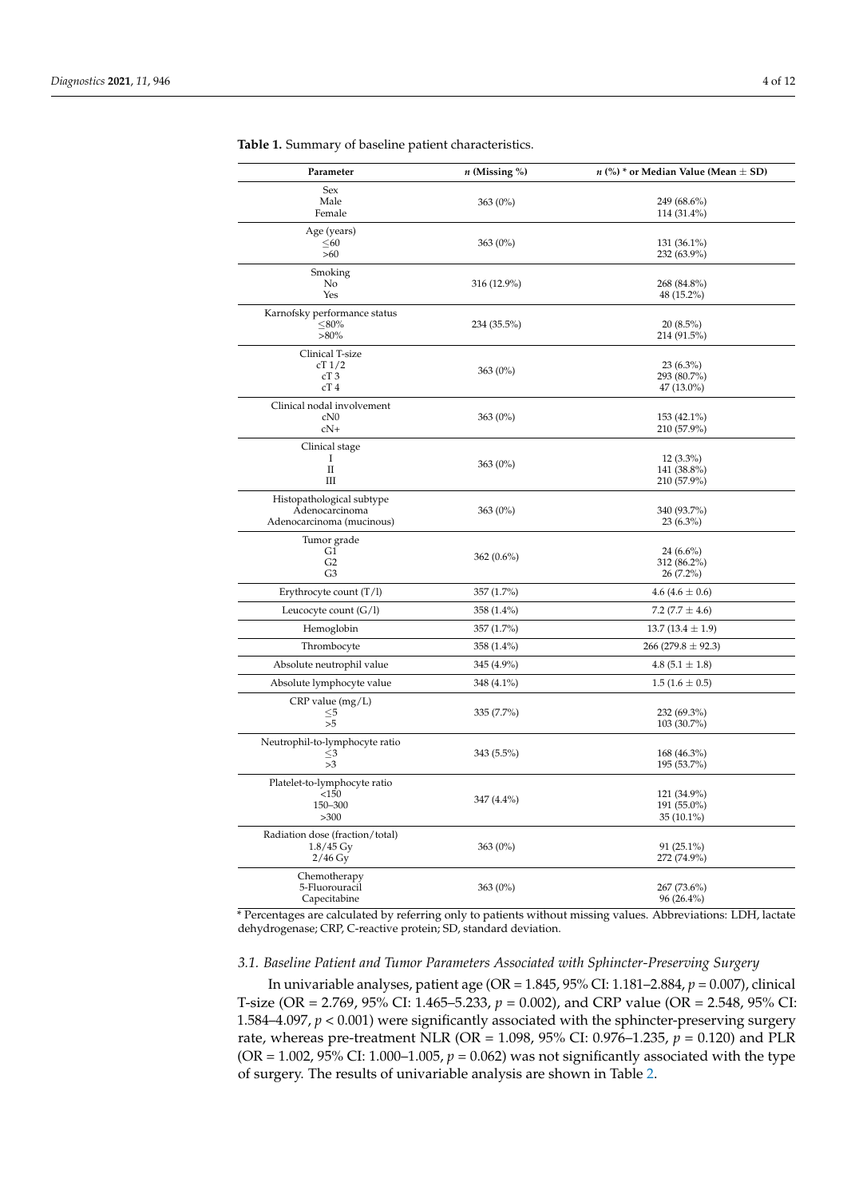**Table 1.** Summary of baseline patient characteristics.

| Parameter | *n* (Missing %) | *n* (%) * or Median Value (Mean ± SD) |
|---|---|---|
| Sex | | |
| Male | 363 (0%) | 249 (68.6%) |
| Female | | 114 (31.4%) |
| Age (years) | | |
| ≤60 | 363 (0%) | 131 (36.1%) |
| >60 | | 232 (63.9%) |
| Smoking | | |
| No | 316 (12.9%) | 268 (84.8%) |
| Yes | | 48 (15.2%) |
| Karnofsky performance status | | |
| ≤80% | 234 (35.5%) | 20 (8.5%) |
| >80% | | 214 (91.5%) |
| Clinical T-size | | |
| cT 1/2 | | 23 (6.3%) |
| cT 3 | 363 (0%) | 293 (80.7%) |
| cT 4 | | 47 (13.0%) |
| Clinical nodal involvement | | |
| cN0 | 363 (0%) | 153 (42.1%) |
| cN+ | | 210 (57.9%) |
| Clinical stage | | |
| I | | 12 (3.3%) |
| II | 363 (0%) | 141 (38.8%) |
| III | | 210 (57.9%) |
| Histopathological subtype | | |
| Adenocarcinoma | 363 (0%) | 340 (93.7%) |
| Adenocarcinoma (mucinous) | | 23 (6.3%) |
| Tumor grade | | |
| G1 | | 24 (6.6%) |
| G2 | 362 (0.6%) | 312 (86.2%) |
| G3 | | 26 (7.2%) |
| Erythrocyte count (T/l) | 357 (1.7%) | 4.6 (4.6 ± 0.6) |
| Leucocyte count (G/l) | 358 (1.4%) | 7.2 (7.7 ± 4.6) |
| Hemoglobin | 357 (1.7%) | 13.7 (13.4 ± 1.9) |
| Thrombocyte | 358 (1.4%) | 266 (279.8 ± 92.3) |
| Absolute neutrophil value | 345 (4.9%) | 4.8 (5.1 ± 1.8) |
| Absolute lymphocyte value | 348 (4.1%) | 1.5 (1.6 ± 0.5) |
| CRP value (mg/L) | | |
| ≤5 | 335 (7.7%) | 232 (69.3%) |
| >5 | | 103 (30.7%) |
| Neutrophil-to-lymphocyte ratio | | |
| ≤3 | 343 (5.5%) | 168 (46.3%) |
| >3 | | 195 (53.7%) |
| Platelet-to-lymphocyte ratio | | |
| <150 | | 121 (34.9%) |
| 150–300 | 347 (4.4%) | 191 (55.0%) |
| >300 | | 35 (10.1%) |
| Radiation dose (fraction/total) | | |
| 1.8/45 Gy | 363 (0%) | 91 (25.1%) |
| 2/46 Gy | | 272 (74.9%) |
| Chemotherapy | | |
| 5-Fluorouracil | 363 (0%) | 267 (73.6%) |
| Capecitabine | | 96 (26.4%) |

* Percentages are calculated by referring only to patients without missing values. Abbreviations: LDH, lactate dehydrogenase; CRP, C-reactive protein; SD, standard deviation.

### 3.1. Baseline Patient and Tumor Parameters Associated with Sphincter-Preserving Surgery

In univariable analyses, patient age (OR = 1.845, 95% CI: 1.181–2.884, $p = 0.007$), clinical T-size (OR = 2.769, 95% CI: 1.465–5.233, $p = 0.002$), and CRP value (OR = 2.548, 95% CI: 1.584–4.097, $p < 0.001$) were significantly associated with the sphincter-preserving surgery rate, whereas pre-treatment NLR (OR = 1.098, 95% CI: 0.976–1.235, $p = 0.120$) and PLR (OR = 1.002, 95% CI: 1.000–1.005, $p = 0.062$) was not significantly associated with the type of surgery. The results of univariable analysis are shown in Table 2.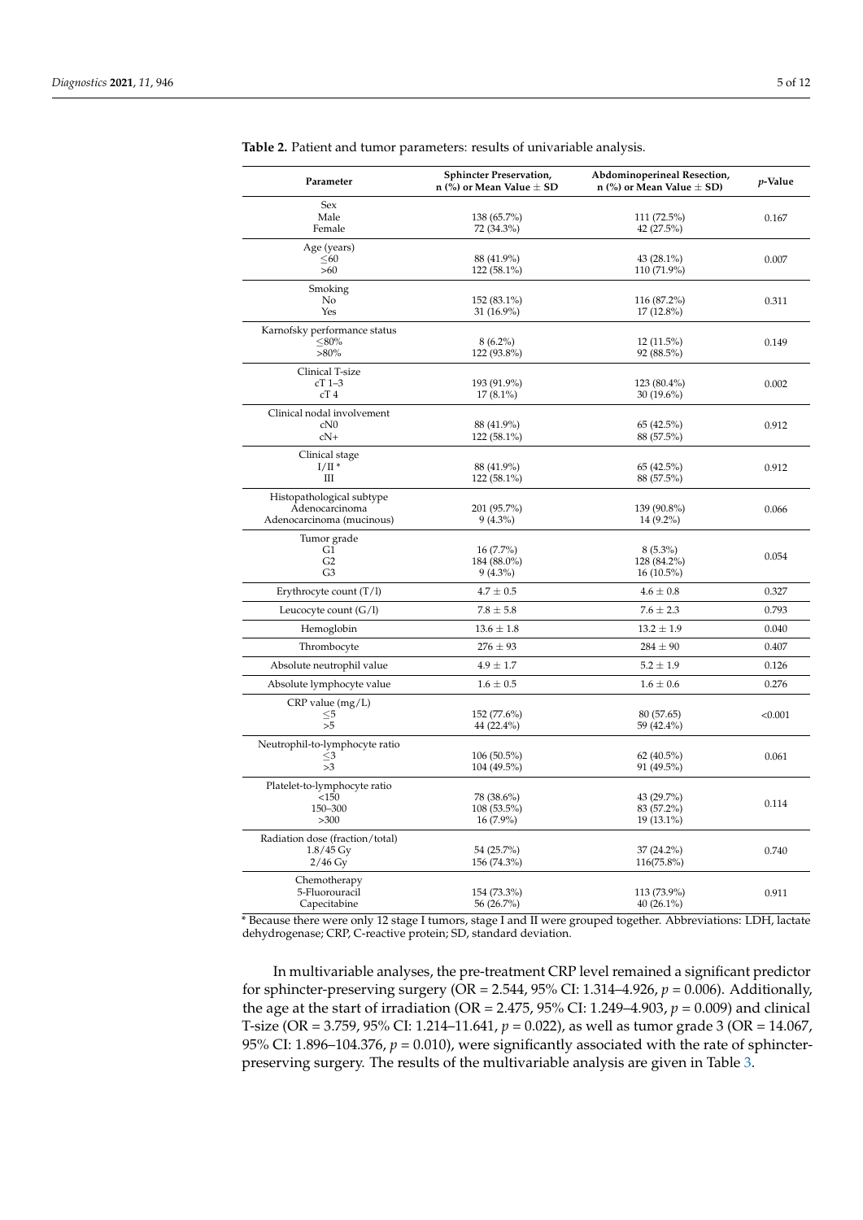**Table 2.** Patient and tumor parameters: results of univariable analysis.

| Parameter | Sphincter Preservation, n (%) or Mean Value ± SD | Abdominoperineal Resection, n (%) or Mean Value ± SD) | *p*-Value |
|---|---|---|---|
| Sex | | | |
| Male | 138 (65.7%) | 111 (72.5%) | 0.167 |
| Female | 72 (34.3%) | 42 (27.5%) | |
| Age (years) | | | |
| ≤60 | 88 (41.9%) | 43 (28.1%) | 0.007 |
| >60 | 122 (58.1%) | 110 (71.9%) | |
| Smoking | | | |
| No | 152 (83.1%) | 116 (87.2%) | 0.311 |
| Yes | 31 (16.9%) | 17 (12.8%) | |
| Karnofsky performance status | | | |
| ≤80% | 8 (6.2%) | 12 (11.5%) | 0.149 |
| >80% | 122 (93.8%) | 92 (88.5%) | |
| Clinical T-size | | | |
| cT 1–3 | 193 (91.9%) | 123 (80.4%) | 0.002 |
| cT 4 | 17 (8.1%) | 30 (19.6%) | |
| Clinical nodal involvement | | | |
| cN0 | 88 (41.9%) | 65 (42.5%) | 0.912 |
| cN+ | 122 (58.1%) | 88 (57.5%) | |
| Clinical stage | | | |
| I/II * | 88 (41.9%) | 65 (42.5%) | 0.912 |
| III | 122 (58.1%) | 88 (57.5%) | |
| Histopathological subtype | | | |
| Adenocarcinoma | 201 (95.7%) | 139 (90.8%) | 0.066 |
| Adenocarcinoma (mucinous) | 9 (4.3%) | 14 (9.2%) | |
| Tumor grade | | | |
| G1 | 16 (7.7%) | 8 (5.3%) | 0.054 |
| G2 | 184 (88.0%) | 128 (84.2%) | |
| G3 | 9 (4.3%) | 16 (10.5%) | |
| Erythrocyte count (T/l) | 4.7 ± 0.5 | 4.6 ± 0.8 | 0.327 |
| Leucocyte count (G/l) | 7.8 ± 5.8 | 7.6 ± 2.3 | 0.793 |
| Hemoglobin | 13.6 ± 1.8 | 13.2 ± 1.9 | 0.040 |
| Thrombocyte | 276 ± 93 | 284 ± 90 | 0.407 |
| Absolute neutrophil value | 4.9 ± 1.7 | 5.2 ± 1.9 | 0.126 |
| Absolute lymphocyte value | 1.6 ± 0.5 | 1.6 ± 0.6 | 0.276 |
| CRP value (mg/L) | | | |
| ≤5 | 152 (77.6%) | 80 (57.65) | <0.001 |
| >5 | 44 (22.4%) | 59 (42.4%) | |
| Neutrophil-to-lymphocyte ratio | | | |
| ≤3 | 106 (50.5%) | 62 (40.5%) | 0.061 |
| >3 | 104 (49.5%) | 91 (49.5%) | |
| Platelet-to-lymphocyte ratio | | | |
| <150 | 78 (38.6%) | 43 (29.7%) | 0.114 |
| 150–300 | 108 (53.5%) | 83 (57.2%) | |
| >300 | 16 (7.9%) | 19 (13.1%) | |
| Radiation dose (fraction/total) | | | |
| 1.8/45 Gy | 54 (25.7%) | 37 (24.2%) | 0.740 |
| 2/46 Gy | 156 (74.3%) | 116(75.8%) | |
| Chemotherapy | | | |
| 5-Fluorouracil | 154 (73.3%) | 113 (73.9%) | 0.911 |
| Capecitabine | 56 (26.7%) | 40 (26.1%) | |

* Because there were only 12 stage I tumors, stage I and II were grouped together. Abbreviations: LDH, lactate dehydrogenase; CRP, C-reactive protein; SD, standard deviation.

In multivariable analyses, the pre-treatment CRP level remained a significant predictor for sphincter-preserving surgery (OR = 2.544, 95% CI: 1.314–4.926, $p = 0.006$). Additionally, the age at the start of irradiation (OR = 2.475, 95% CI: 1.249–4.903, $p = 0.009$) and clinical T-size (OR = 3.759, 95% CI: 1.214–11.641, $p = 0.022$), as well as tumor grade 3 (OR = 14.067, 95% CI: 1.896–104.376, $p = 0.010$), were significantly associated with the rate of sphincter-preserving surgery. The results of the multivariable analysis are given in Table 3.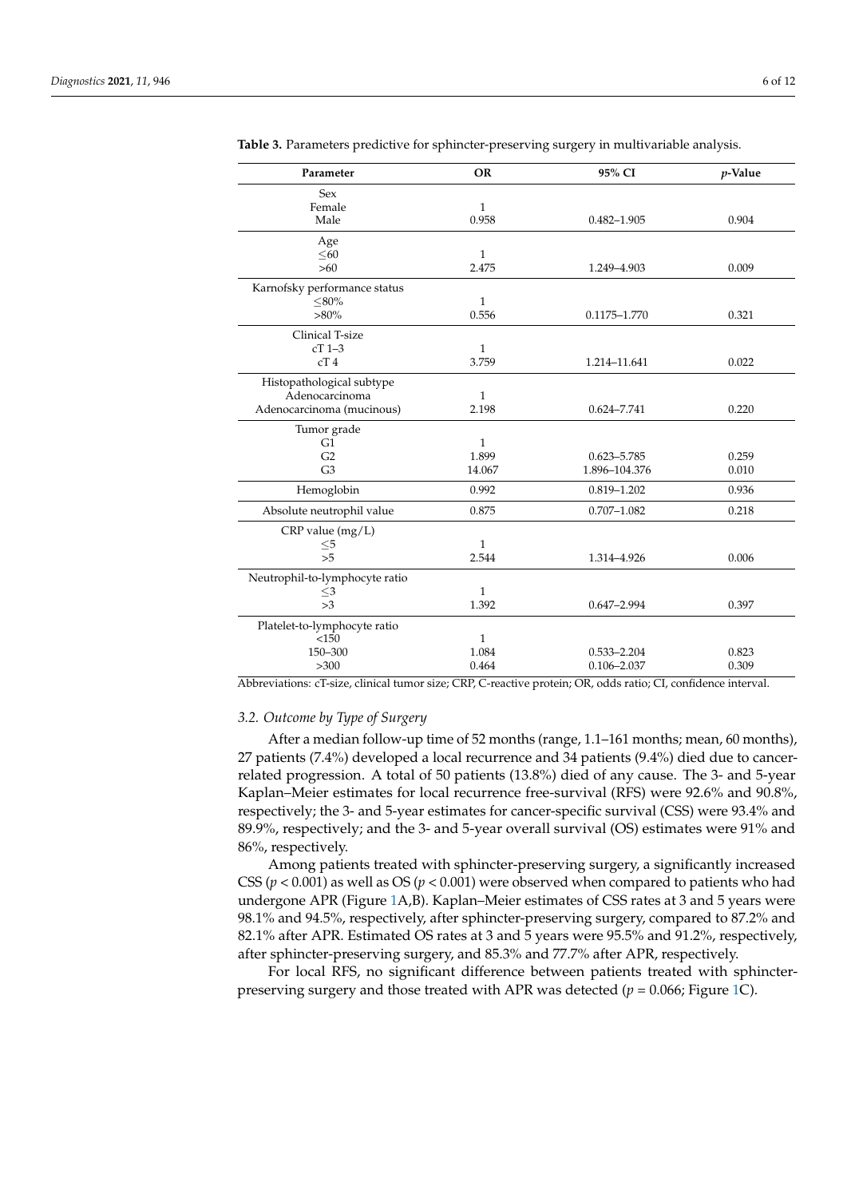**Table 3.** Parameters predictive for sphincter-preserving surgery in multivariable analysis.

| Parameter | OR | 95% CI | $p$-Value |
|---|---|---|---|
| Sex | | | |
| Female | 1 | | |
| Male | 0.958 | 0.482–1.905 | 0.904 |
| Age | | | |
| ≤60 | 1 | | |
| >60 | 2.475 | 1.249–4.903 | 0.009 |
| Karnofsky performance status | | | |
| ≤80% | 1 | | |
| >80% | 0.556 | 0.1175–1.770 | 0.321 |
| Clinical T-size | | | |
| cT 1–3 | 1 | | |
| cT 4 | 3.759 | 1.214–11.641 | 0.022 |
| Histopathological subtype | | | |
| Adenocarcinoma | 1 | | |
| Adenocarcinoma (mucinous) | 2.198 | 0.624–7.741 | 0.220 |
| Tumor grade | | | |
| G1 | 1 | | |
| G2 | 1.899 | 0.623–5.785 | 0.259 |
| G3 | 14.067 | 1.896–104.376 | 0.010 |
| Hemoglobin | 0.992 | 0.819–1.202 | 0.936 |
| Absolute neutrophil value | 0.875 | 0.707–1.082 | 0.218 |
| CRP value (mg/L) | | | |
| ≤5 | 1 | | |
| >5 | 2.544 | 1.314–4.926 | 0.006 |
| Neutrophil-to-lymphocyte ratio | | | |
| ≤3 | 1 | | |
| >3 | 1.392 | 0.647–2.994 | 0.397 |
| Platelet-to-lymphocyte ratio | | | |
| <150 | 1 | | |
| 150–300 | 1.084 | 0.533–2.204 | 0.823 |
| >300 | 0.464 | 0.106–2.037 | 0.309 |

Abbreviations: cT-size, clinical tumor size; CRP, C-reactive protein; OR, odds ratio; CI, confidence interval.

### *3.2. Outcome by Type of Surgery*

After a median follow-up time of 52 months (range, 1.1–161 months; mean, 60 months), 27 patients (7.4%) developed a local recurrence and 34 patients (9.4%) died due to cancer-related progression. A total of 50 patients (13.8%) died of any cause. The 3- and 5-year Kaplan–Meier estimates for local recurrence free-survival (RFS) were 92.6% and 90.8%, respectively; the 3- and 5-year estimates for cancer-specific survival (CSS) were 93.4% and 89.9%, respectively; and the 3- and 5-year overall survival (OS) estimates were 91% and 86%, respectively.

Among patients treated with sphincter-preserving surgery, a significantly increased CSS ($p < 0.001$) as well as OS ($p < 0.001$) were observed when compared to patients who had undergone APR (Figure 1A,B). Kaplan–Meier estimates of CSS rates at 3 and 5 years were 98.1% and 94.5%, respectively, after sphincter-preserving surgery, compared to 87.2% and 82.1% after APR. Estimated OS rates at 3 and 5 years were 95.5% and 91.2%, respectively, after sphincter-preserving surgery, and 85.3% and 77.7% after APR, respectively.

For local RFS, no significant difference between patients treated with sphincter-preserving surgery and those treated with APR was detected ($p = 0.066$; Figure 1C).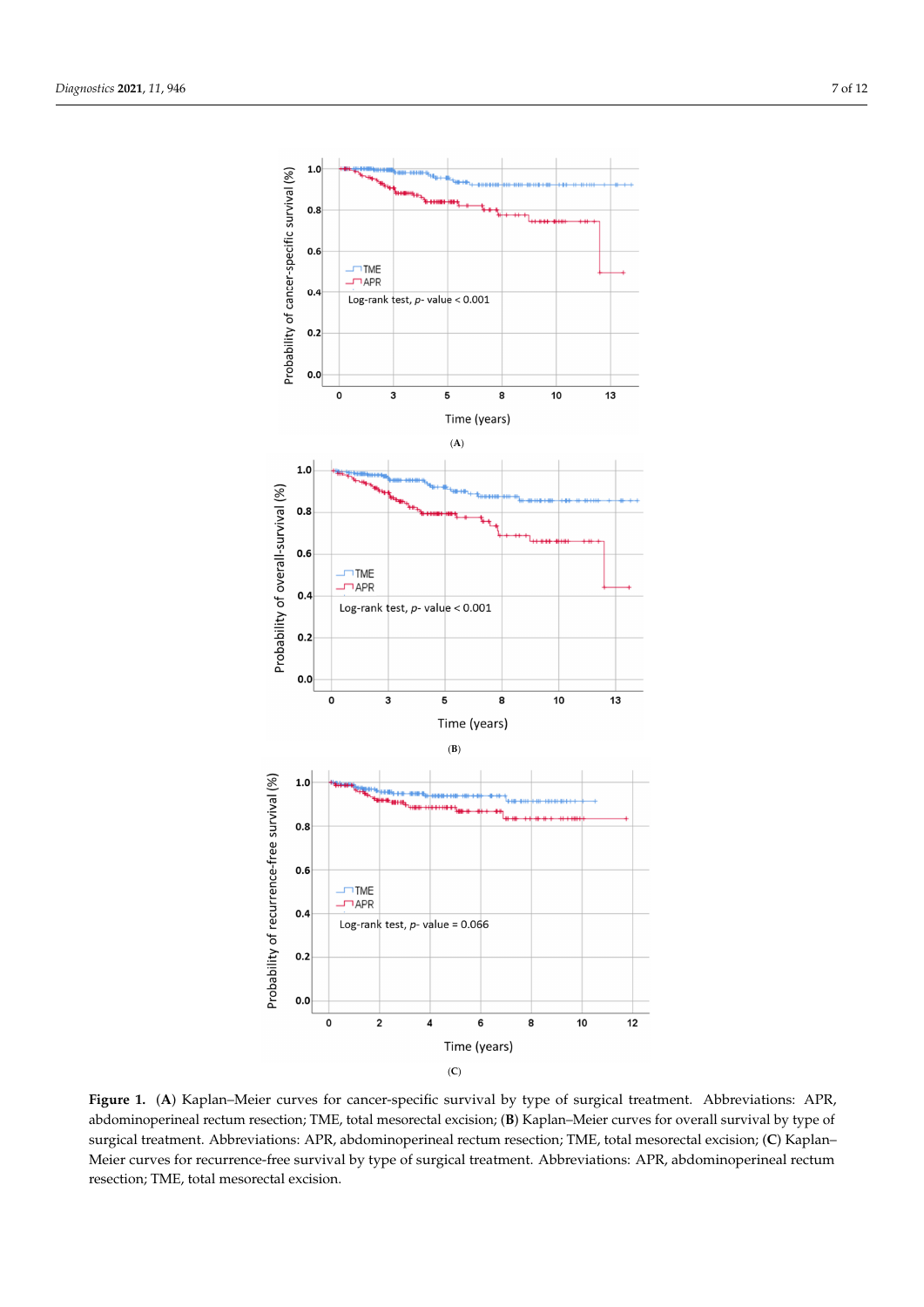**Figure 1.** (**A**) Kaplan–Meier curves for cancer-specific survival by type of surgical treatment. Abbreviations: APR, abdominoperineal rectum resection; TME, total mesorectal excision; (**B**) Kaplan–Meier curves for overall survival by type of surgical treatment. Abbreviations: APR, abdominoperineal rectum resection; TME, total mesorectal excision; (**C**) Kaplan–Meier curves for recurrence-free survival by type of surgical treatment. Abbreviations: APR, abdominoperineal rectum resection; TME, total mesorectal excision.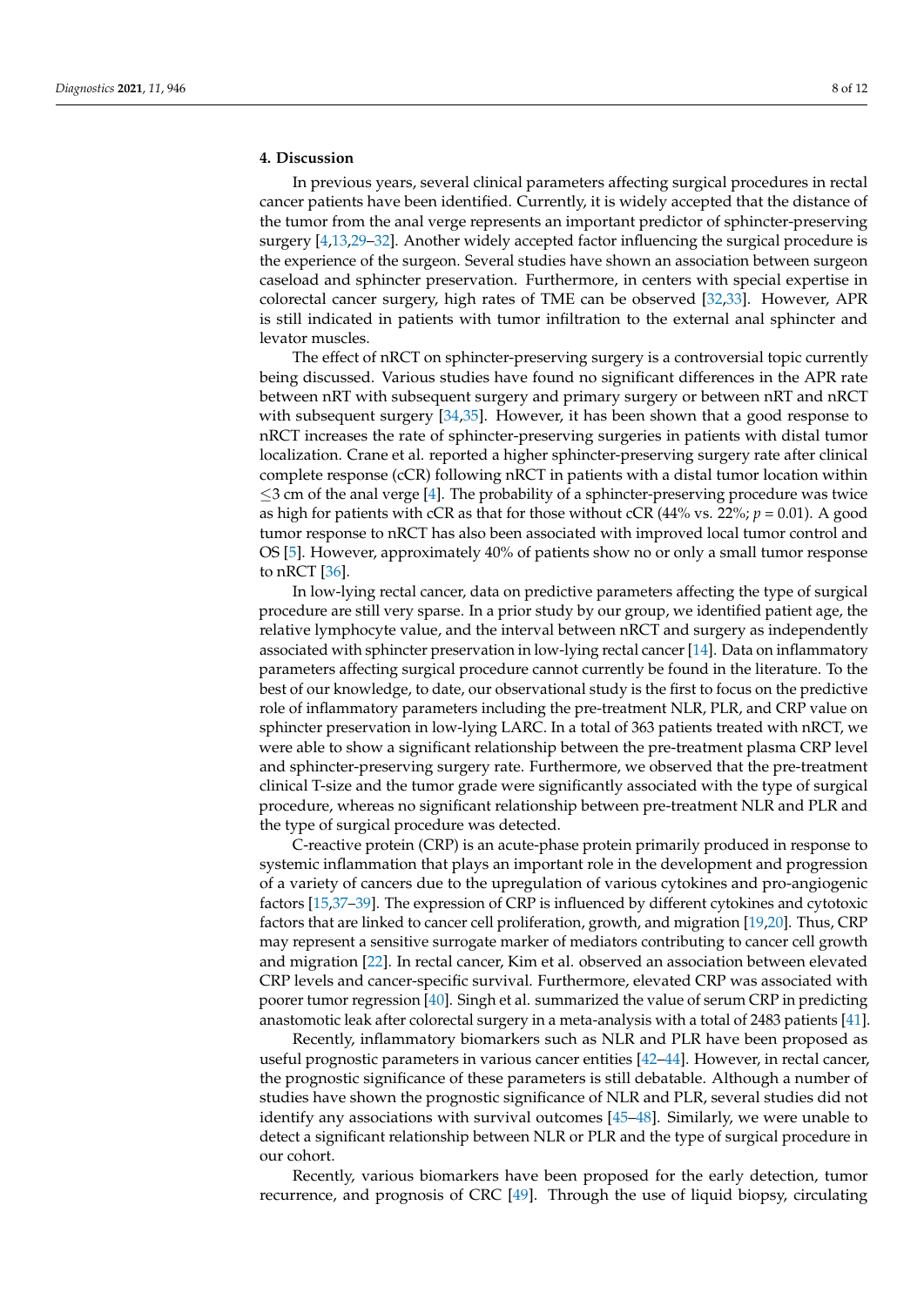## 4. Discussion

In previous years, several clinical parameters affecting surgical procedures in rectal cancer patients have been identified. Currently, it is widely accepted that the distance of the tumor from the anal verge represents an important predictor of sphincter-preserving surgery [4,13,29–32]. Another widely accepted factor influencing the surgical procedure is the experience of the surgeon. Several studies have shown an association between surgeon caseload and sphincter preservation. Furthermore, in centers with special expertise in colorectal cancer surgery, high rates of TME can be observed [32,33]. However, APR is still indicated in patients with tumor infiltration to the external anal sphincter and levator muscles.

The effect of nRCT on sphincter-preserving surgery is a controversial topic currently being discussed. Various studies have found no significant differences in the APR rate between nRT with subsequent surgery and primary surgery or between nRT and nRCT with subsequent surgery [34,35]. However, it has been shown that a good response to nRCT increases the rate of sphincter-preserving surgeries in patients with distal tumor localization. Crane et al. reported a higher sphincter-preserving surgery rate after clinical complete response (cCR) following nRCT in patients with a distal tumor location within $\leq$3 cm of the anal verge [4]. The probability of a sphincter-preserving procedure was twice as high for patients with cCR as that for those without cCR (44% vs. 22%; $p = 0.01$). A good tumor response to nRCT has also been associated with improved local tumor control and OS [5]. However, approximately 40% of patients show no or only a small tumor response to nRCT [36].

In low-lying rectal cancer, data on predictive parameters affecting the type of surgical procedure are still very sparse. In a prior study by our group, we identified patient age, the relative lymphocyte value, and the interval between nRCT and surgery as independently associated with sphincter preservation in low-lying rectal cancer [14]. Data on inflammatory parameters affecting surgical procedure cannot currently be found in the literature. To the best of our knowledge, to date, our observational study is the first to focus on the predictive role of inflammatory parameters including the pre-treatment NLR, PLR, and CRP value on sphincter preservation in low-lying LARC. In a total of 363 patients treated with nRCT, we were able to show a significant relationship between the pre-treatment plasma CRP level and sphincter-preserving surgery rate. Furthermore, we observed that the pre-treatment clinical T-size and the tumor grade were significantly associated with the type of surgical procedure, whereas no significant relationship between pre-treatment NLR and PLR and the type of surgical procedure was detected.

C-reactive protein (CRP) is an acute-phase protein primarily produced in response to systemic inflammation that plays an important role in the development and progression of a variety of cancers due to the upregulation of various cytokines and pro-angiogenic factors [15,37–39]. The expression of CRP is influenced by different cytokines and cytotoxic factors that are linked to cancer cell proliferation, growth, and migration [19,20]. Thus, CRP may represent a sensitive surrogate marker of mediators contributing to cancer cell growth and migration [22]. In rectal cancer, Kim et al. observed an association between elevated CRP levels and cancer-specific survival. Furthermore, elevated CRP was associated with poorer tumor regression [40]. Singh et al. summarized the value of serum CRP in predicting anastomotic leak after colorectal surgery in a meta-analysis with a total of 2483 patients [41].

Recently, inflammatory biomarkers such as NLR and PLR have been proposed as useful prognostic parameters in various cancer entities [42–44]. However, in rectal cancer, the prognostic significance of these parameters is still debatable. Although a number of studies have shown the prognostic significance of NLR and PLR, several studies did not identify any associations with survival outcomes [45–48]. Similarly, we were unable to detect a significant relationship between NLR or PLR and the type of surgical procedure in our cohort.

Recently, various biomarkers have been proposed for the early detection, tumor recurrence, and prognosis of CRC [49]. Through the use of liquid biopsy, circulating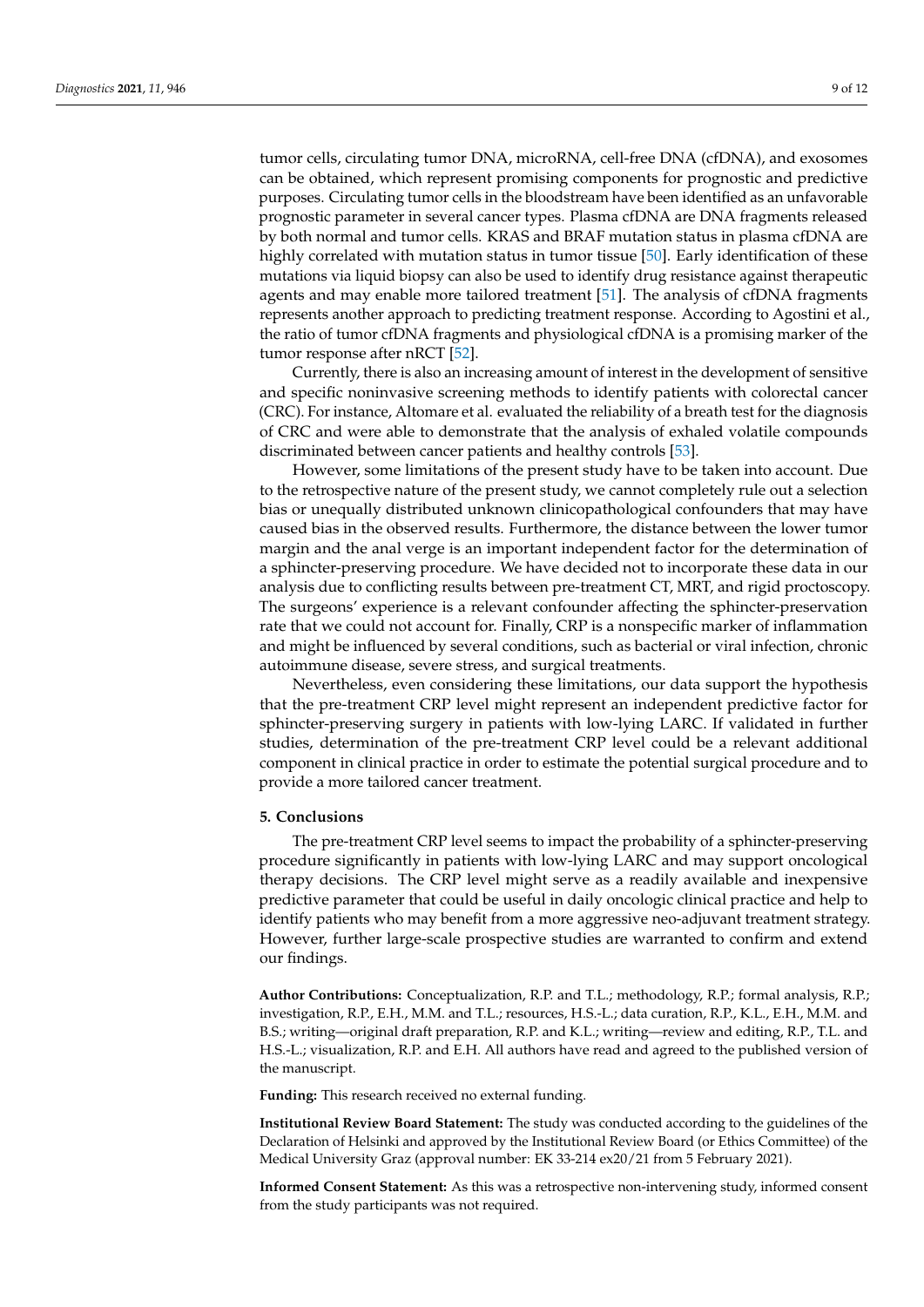tumor cells, circulating tumor DNA, microRNA, cell-free DNA (cfDNA), and exosomes can be obtained, which represent promising components for prognostic and predictive purposes. Circulating tumor cells in the bloodstream have been identified as an unfavorable prognostic parameter in several cancer types. Plasma cfDNA are DNA fragments released by both normal and tumor cells. KRAS and BRAF mutation status in plasma cfDNA are highly correlated with mutation status in tumor tissue [50]. Early identification of these mutations via liquid biopsy can also be used to identify drug resistance against therapeutic agents and may enable more tailored treatment [51]. The analysis of cfDNA fragments represents another approach to predicting treatment response. According to Agostini et al., the ratio of tumor cfDNA fragments and physiological cfDNA is a promising marker of the tumor response after nRCT [52].

Currently, there is also an increasing amount of interest in the development of sensitive and specific noninvasive screening methods to identify patients with colorectal cancer (CRC). For instance, Altomare et al. evaluated the reliability of a breath test for the diagnosis of CRC and were able to demonstrate that the analysis of exhaled volatile compounds discriminated between cancer patients and healthy controls [53].

However, some limitations of the present study have to be taken into account. Due to the retrospective nature of the present study, we cannot completely rule out a selection bias or unequally distributed unknown clinicopathological confounders that may have caused bias in the observed results. Furthermore, the distance between the lower tumor margin and the anal verge is an important independent factor for the determination of a sphincter-preserving procedure. We have decided not to incorporate these data in our analysis due to conflicting results between pre-treatment CT, MRT, and rigid proctoscopy. The surgeons' experience is a relevant confounder affecting the sphincter-preservation rate that we could not account for. Finally, CRP is a nonspecific marker of inflammation and might be influenced by several conditions, such as bacterial or viral infection, chronic autoimmune disease, severe stress, and surgical treatments.

Nevertheless, even considering these limitations, our data support the hypothesis that the pre-treatment CRP level might represent an independent predictive factor for sphincter-preserving surgery in patients with low-lying LARC. If validated in further studies, determination of the pre-treatment CRP level could be a relevant additional component in clinical practice in order to estimate the potential surgical procedure and to provide a more tailored cancer treatment.

## 5. Conclusions

The pre-treatment CRP level seems to impact the probability of a sphincter-preserving procedure significantly in patients with low-lying LARC and may support oncological therapy decisions. The CRP level might serve as a readily available and inexpensive predictive parameter that could be useful in daily oncologic clinical practice and help to identify patients who may benefit from a more aggressive neo-adjuvant treatment strategy. However, further large-scale prospective studies are warranted to confirm and extend our findings.

**Author Contributions:** Conceptualization, R.P. and T.L.; methodology, R.P.; formal analysis, R.P.; investigation, R.P., E.H., M.M. and T.L.; resources, H.S.-L.; data curation, R.P., K.L., E.H., M.M. and B.S.; writing—original draft preparation, R.P. and K.L.; writing—review and editing, R.P., T.L. and H.S.-L.; visualization, R.P. and E.H. All authors have read and agreed to the published version of the manuscript.

**Funding:** This research received no external funding.

**Institutional Review Board Statement:** The study was conducted according to the guidelines of the Declaration of Helsinki and approved by the Institutional Review Board (or Ethics Committee) of the Medical University Graz (approval number: EK 33-214 ex20/21 from 5 February 2021).

**Informed Consent Statement:** As this was a retrospective non-intervening study, informed consent from the study participants was not required.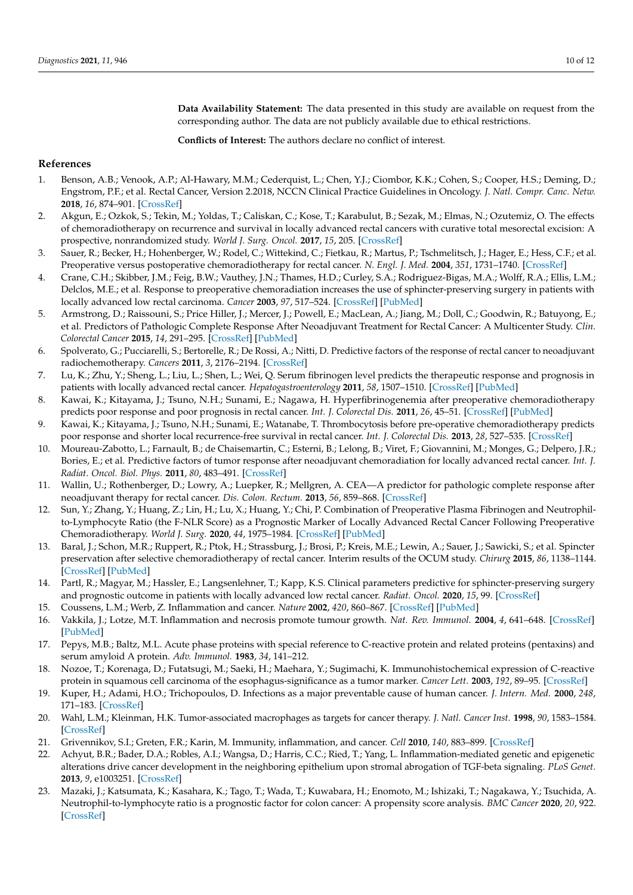**Data Availability Statement:** The data presented in this study are available on request from the corresponding author. The data are not publicly available due to ethical restrictions.

**Conflicts of Interest:** The authors declare no conflict of interest.

## References

1. Benson, A.B.; Venook, A.P.; Al-Hawary, M.M.; Cederquist, L.; Chen, Y.J.; Ciombor, K.K.; Cohen, S.; Cooper, H.S.; Deming, D.; Engstrom, P.F.; et al. Rectal Cancer, Version 2.2018, NCCN Clinical Practice Guidelines in Oncology. *J. Natl. Compr. Canc. Netw.* **2018**, *16*, 874–901. [CrossRef]
2. Akgun, E.; Ozkok, S.; Tekin, M.; Yoldas, T.; Caliskan, C.; Kose, T.; Karabulut, B.; Sezak, M.; Elmas, N.; Ozutemiz, O. The effects of chemoradiotherapy on recurrence and survival in locally advanced rectal cancers with curative total mesorectal excision: A prospective, nonrandomized study. *World J. Surg. Oncol.* **2017**, *15*, 205. [CrossRef]
3. Sauer, R.; Becker, H.; Hohenberger, W.; Rodel, C.; Wittekind, C.; Fietkau, R.; Martus, P.; Tschmelitsch, J.; Hager, E.; Hess, C.F.; et al. Preoperative versus postoperative chemoradiotherapy for rectal cancer. *N. Engl. J. Med.* **2004**, *351*, 1731–1740. [CrossRef]
4. Crane, C.H.; Skibber, J.M.; Feig, B.W.; Vauthey, J.N.; Thames, H.D.; Curley, S.A.; Rodriguez-Bigas, M.A.; Wolff, R.A.; Ellis, L.M.; Delclos, M.E.; et al. Response to preoperative chemoradiation increases the use of sphincter-preserving surgery in patients with locally advanced low rectal carcinoma. *Cancer* **2003**, *97*, 517–524. [CrossRef] [PubMed]
5. Armstrong, D.; Raissouni, S.; Price Hiller, J.; Mercer, J.; Powell, E.; MacLean, A.; Jiang, M.; Doll, C.; Goodwin, R.; Batuyong, E.; et al. Predictors of Pathologic Complete Response After Neoadjuvant Treatment for Rectal Cancer: A Multicenter Study. *Clin. Colorectal Cancer* **2015**, *14*, 291–295. [CrossRef] [PubMed]
6. Spolverato, G.; Pucciarelli, S.; Bertorelle, R.; De Rossi, A.; Nitti, D. Predictive factors of the response of rectal cancer to neoadjuvant radiochemotherapy. *Cancers* **2011**, *3*, 2176–2194. [CrossRef]
7. Lu, K.; Zhu, Y.; Sheng, L.; Liu, L.; Shen, L.; Wei, Q. Serum fibrinogen level predicts the therapeutic response and prognosis in patients with locally advanced rectal cancer. *Hepatogastroenterology* **2011**, *58*, 1507–1510. [CrossRef] [PubMed]
8. Kawai, K.; Kitayama, J.; Tsuno, N.H.; Sunami, E.; Nagawa, H. Hyperfibrinogenemia after preoperative chemoradiotherapy predicts poor response and poor prognosis in rectal cancer. *Int. J. Colorectal Dis.* **2011**, *26*, 45–51. [CrossRef] [PubMed]
9. Kawai, K.; Kitayama, J.; Tsuno, N.H.; Sunami, E.; Watanabe, T. Thrombocytosis before pre-operative chemoradiotherapy predicts poor response and shorter local recurrence-free survival in rectal cancer. *Int. J. Colorectal Dis.* **2013**, *28*, 527–535. [CrossRef]
10. Moureau-Zabotto, L.; Farnault, B.; de Chaisemartin, C.; Esterni, B.; Lelong, B.; Viret, F.; Giovannini, M.; Monges, G.; Delpero, J.R.; Bories, E.; et al. Predictive factors of tumor response after neoadjuvant chemoradiation for locally advanced rectal cancer. *Int. J. Radiat. Oncol. Biol. Phys.* **2011**, *80*, 483–491. [CrossRef]
11. Wallin, U.; Rothenberger, D.; Lowry, A.; Luepker, R.; Mellgren, A. CEA—A predictor for pathologic complete response after neoadjuvant therapy for rectal cancer. *Dis. Colon. Rectum.* **2013**, *56*, 859–868. [CrossRef]
12. Sun, Y.; Zhang, Y.; Huang, Z.; Lin, H.; Lu, X.; Huang, Y.; Chi, P. Combination of Preoperative Plasma Fibrinogen and Neutrophil-to-Lymphocyte Ratio (the F-NLR Score) as a Prognostic Marker of Locally Advanced Rectal Cancer Following Preoperative Chemoradiotherapy. *World J. Surg.* **2020**, *44*, 1975–1984. [CrossRef] [PubMed]
13. Baral, J.; Schon, M.R.; Ruppert, R.; Ptok, H.; Strassburg, J.; Brosi, P.; Kreis, M.E.; Lewin, A.; Sauer, J.; Sawicki, S.; et al. Spincter preservation after selective chemoradiotherapy of rectal cancer. Interim results of the OCUM study. *Chirurg* **2015**, *86*, 1138–1144. [CrossRef] [PubMed]
14. Partl, R.; Magyar, M.; Hassler, E.; Langsenlehner, T.; Kapp, K.S. Clinical parameters predictive for sphincter-preserving surgery and prognostic outcome in patients with locally advanced low rectal cancer. *Radiat. Oncol.* **2020**, *15*, 99. [CrossRef]
15. Coussens, L.M.; Werb, Z. Inflammation and cancer. *Nature* **2002**, *420*, 860–867. [CrossRef] [PubMed]
16. Vakkila, J.; Lotze, M.T. Inflammation and necrosis promote tumour growth. *Nat. Rev. Immunol.* **2004**, *4*, 641–648. [CrossRef] [PubMed]
17. Pepys, M.B.; Baltz, M.L. Acute phase proteins with special reference to C-reactive protein and related proteins (pentaxins) and serum amyloid A protein. *Adv. Immunol.* **1983**, *34*, 141–212.
18. Nozoe, T.; Korenaga, D.; Futatsugi, M.; Saeki, H.; Maehara, Y.; Sugimachi, K. Immunohistochemical expression of C-reactive protein in squamous cell carcinoma of the esophagus-significance as a tumor marker. *Cancer Lett.* **2003**, *192*, 89–95. [CrossRef]
19. Kuper, H.; Adami, H.O.; Trichopoulos, D. Infections as a major preventable cause of human cancer. *J. Intern. Med.* **2000**, *248*, 171–183. [CrossRef]
20. Wahl, L.M.; Kleinman, H.K. Tumor-associated macrophages as targets for cancer therapy. *J. Natl. Cancer Inst.* **1998**, *90*, 1583–1584. [CrossRef]
21. Grivennikov, S.I.; Greten, F.R.; Karin, M. Immunity, inflammation, and cancer. *Cell* **2010**, *140*, 883–899. [CrossRef]
22. Achyut, B.R.; Bader, D.A.; Robles, A.I.; Wangsa, D.; Harris, C.C.; Ried, T.; Yang, L. Inflammation-mediated genetic and epigenetic alterations drive cancer development in the neighboring epithelium upon stromal abrogation of TGF-beta signaling. *PLoS Genet.* **2013**, *9*, e1003251. [CrossRef]
23. Mazaki, J.; Katsumata, K.; Kasahara, K.; Tago, T.; Wada, T.; Kuwabara, H.; Enomoto, M.; Ishizaki, T.; Nagakawa, Y.; Tsuchida, A. Neutrophil-to-lymphocyte ratio is a prognostic factor for colon cancer: A propensity score analysis. *BMC Cancer* **2020**, *20*, 922. [CrossRef]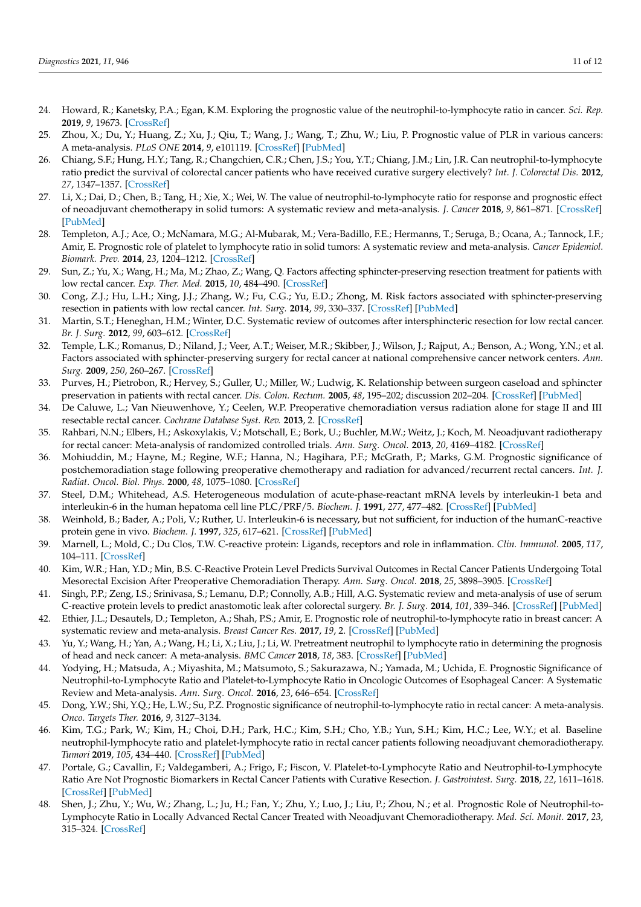24. Howard, R.; Kanetsky, P.A.; Egan, K.M. Exploring the prognostic value of the neutrophil-to-lymphocyte ratio in cancer. *Sci. Rep.* **2019**, *9*, 19673. [CrossRef]
25. Zhou, X.; Du, Y.; Huang, Z.; Xu, J.; Qiu, T.; Wang, J.; Wang, T.; Zhu, W.; Liu, P. Prognostic value of PLR in various cancers: A meta-analysis. *PLoS ONE* **2014**, *9*, e101119. [CrossRef] [PubMed]
26. Chiang, S.F.; Hung, H.Y.; Tang, R.; Changchien, C.R.; Chen, J.S.; You, Y.T.; Chiang, J.M.; Lin, J.R. Can neutrophil-to-lymphocyte ratio predict the survival of colorectal cancer patients who have received curative surgery electively? *Int. J. Colorectal Dis.* **2012**, *27*, 1347–1357. [CrossRef]
27. Li, X.; Dai, D.; Chen, B.; Tang, H.; Xie, X.; Wei, W. The value of neutrophil-to-lymphocyte ratio for response and prognostic effect of neoadjuvant chemotherapy in solid tumors: A systematic review and meta-analysis. *J. Cancer* **2018**, *9*, 861–871. [CrossRef] [PubMed]
28. Templeton, A.J.; Ace, O.; McNamara, M.G.; Al-Mubarak, M.; Vera-Badillo, F.E.; Hermanns, T.; Seruga, B.; Ocana, A.; Tannock, I.F.; Amir, E. Prognostic role of platelet to lymphocyte ratio in solid tumors: A systematic review and meta-analysis. *Cancer Epidemiol. Biomark. Prev.* **2014**, *23*, 1204–1212. [CrossRef]
29. Sun, Z.; Yu, X.; Wang, H.; Ma, M.; Zhao, Z.; Wang, Q. Factors affecting sphincter-preserving resection treatment for patients with low rectal cancer. *Exp. Ther. Med.* **2015**, *10*, 484–490. [CrossRef]
30. Cong, Z.J.; Hu, L.H.; Xing, J.J.; Zhang, W.; Fu, C.G.; Yu, E.D.; Zhong, M. Risk factors associated with sphincter-preserving resection in patients with low rectal cancer. *Int. Surg.* **2014**, *99*, 330–337. [CrossRef] [PubMed]
31. Martin, S.T.; Heneghan, H.M.; Winter, D.C. Systematic review of outcomes after intersphincteric resection for low rectal cancer. *Br. J. Surg.* **2012**, *99*, 603–612. [CrossRef]
32. Temple, L.K.; Romanus, D.; Niland, J.; Veer, A.T.; Weiser, M.R.; Skibber, J.; Wilson, J.; Rajput, A.; Benson, A.; Wong, Y.N.; et al. Factors associated with sphincter-preserving surgery for rectal cancer at national comprehensive cancer network centers. *Ann. Surg.* **2009**, *250*, 260–267. [CrossRef]
33. Purves, H.; Pietrobon, R.; Hervey, S.; Guller, U.; Miller, W.; Ludwig, K. Relationship between surgeon caseload and sphincter preservation in patients with rectal cancer. *Dis. Colon. Rectum.* **2005**, *48*, 195–202; discussion 202–204. [CrossRef] [PubMed]
34. De Caluwe, L.; Van Nieuwenhove, Y.; Ceelen, W.P. Preoperative chemoradiation versus radiation alone for stage II and III resectable rectal cancer. *Cochrane Database Syst. Rev.* **2013**, 2. [CrossRef]
35. Rahbari, N.N.; Elbers, H.; Askoxylakis, V.; Motschall, E.; Bork, U.; Buchler, M.W.; Weitz, J.; Koch, M. Neoadjuvant radiotherapy for rectal cancer: Meta-analysis of randomized controlled trials. *Ann. Surg. Oncol.* **2013**, *20*, 4169–4182. [CrossRef]
36. Mohiuddin, M.; Hayne, M.; Regine, W.F.; Hanna, N.; Hagihara, P.F.; McGrath, P.; Marks, G.M. Prognostic significance of postchemoradiation stage following preoperative chemotherapy and radiation for advanced/recurrent rectal cancers. *Int. J. Radiat. Oncol. Biol. Phys.* **2000**, *48*, 1075–1080. [CrossRef]
37. Steel, D.M.; Whitehead, A.S. Heterogeneous modulation of acute-phase-reactant mRNA levels by interleukin-1 beta and interleukin-6 in the human hepatoma cell line PLC/PRF/5. *Biochem. J.* **1991**, *277*, 477–482. [CrossRef] [PubMed]
38. Weinhold, B.; Bader, A.; Poli, V.; Ruther, U. Interleukin-6 is necessary, but not sufficient, for induction of the humanC-reactive protein gene in vivo. *Biochem. J.* **1997**, *325*, 617–621. [CrossRef] [PubMed]
39. Marnell, L.; Mold, C.; Du Clos, T.W. C-reactive protein: Ligands, receptors and role in inflammation. *Clin. Immunol.* **2005**, *117*, 104–111. [CrossRef]
40. Kim, W.R.; Han, Y.D.; Min, B.S. C-Reactive Protein Level Predicts Survival Outcomes in Rectal Cancer Patients Undergoing Total Mesorectal Excision After Preoperative Chemoradiation Therapy. *Ann. Surg. Oncol.* **2018**, *25*, 3898–3905. [CrossRef]
41. Singh, P.P.; Zeng, I.S.; Srinivasa, S.; Lemanu, D.P.; Connolly, A.B.; Hill, A.G. Systematic review and meta-analysis of use of serum C-reactive protein levels to predict anastomotic leak after colorectal surgery. *Br. J. Surg.* **2014**, *101*, 339–346. [CrossRef] [PubMed]
42. Ethier, J.L.; Desautels, D.; Templeton, A.; Shah, P.S.; Amir, E. Prognostic role of neutrophil-to-lymphocyte ratio in breast cancer: A systematic review and meta-analysis. *Breast Cancer Res.* **2017**, *19*, 2. [CrossRef] [PubMed]
43. Yu, Y.; Wang, H.; Yan, A.; Wang, H.; Li, X.; Liu, J.; Li, W. Pretreatment neutrophil to lymphocyte ratio in determining the prognosis of head and neck cancer: A meta-analysis. *BMC Cancer* **2018**, *18*, 383. [CrossRef] [PubMed]
44. Yodying, H.; Matsuda, A.; Miyashita, M.; Matsumoto, S.; Sakurazawa, N.; Yamada, M.; Uchida, E. Prognostic Significance of Neutrophil-to-Lymphocyte Ratio and Platelet-to-Lymphocyte Ratio in Oncologic Outcomes of Esophageal Cancer: A Systematic Review and Meta-analysis. *Ann. Surg. Oncol.* **2016**, *23*, 646–654. [CrossRef]
45. Dong, Y.W.; Shi, Y.Q.; He, L.W.; Su, P.Z. Prognostic significance of neutrophil-to-lymphocyte ratio in rectal cancer: A meta-analysis. *Onco. Targets Ther.* **2016**, *9*, 3127–3134.
46. Kim, T.G.; Park, W.; Kim, H.; Choi, D.H.; Park, H.C.; Kim, S.H.; Cho, Y.B.; Yun, S.H.; Kim, H.C.; Lee, W.Y.; et al. Baseline neutrophil-lymphocyte ratio and platelet-lymphocyte ratio in rectal cancer patients following neoadjuvant chemoradiotherapy. *Tumori* **2019**, *105*, 434–440. [CrossRef] [PubMed]
47. Portale, G.; Cavallin, F.; Valdegamberi, A.; Frigo, F.; Fiscon, V. Platelet-to-Lymphocyte Ratio and Neutrophil-to-Lymphocyte Ratio Are Not Prognostic Biomarkers in Rectal Cancer Patients with Curative Resection. *J. Gastrointest. Surg.* **2018**, *22*, 1611–1618. [CrossRef] [PubMed]
48. Shen, J.; Zhu, Y.; Wu, W.; Zhang, L.; Ju, H.; Fan, Y.; Zhu, Y.; Luo, J.; Liu, P.; Zhou, N.; et al. Prognostic Role of Neutrophil-to-Lymphocyte Ratio in Locally Advanced Rectal Cancer Treated with Neoadjuvant Chemoradiotherapy. *Med. Sci. Monit.* **2017**, *23*, 315–324. [CrossRef]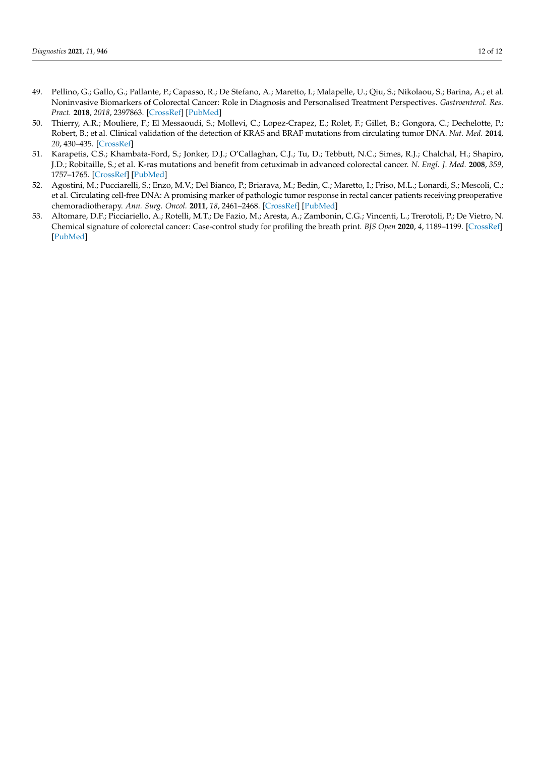49. Pellino, G.; Gallo, G.; Pallante, P.; Capasso, R.; De Stefano, A.; Maretto, I.; Malapelle, U.; Qiu, S.; Nikolaou, S.; Barina, A.; et al. Noninvasive Biomarkers of Colorectal Cancer: Role in Diagnosis and Personalised Treatment Perspectives. *Gastroenterol. Res. Pract.* **2018**, *2018*, 2397863. [CrossRef] [PubMed]
50. Thierry, A.R.; Mouliere, F.; El Messaoudi, S.; Mollevi, C.; Lopez-Crapez, E.; Rolet, F.; Gillet, B.; Gongora, C.; Dechelotte, P.; Robert, B.; et al. Clinical validation of the detection of KRAS and BRAF mutations from circulating tumor DNA. *Nat. Med.* **2014**, *20*, 430–435. [CrossRef]
51. Karapetis, C.S.; Khambata-Ford, S.; Jonker, D.J.; O'Callaghan, C.J.; Tu, D.; Tebbutt, N.C.; Simes, R.J.; Chalchal, H.; Shapiro, J.D.; Robitaille, S.; et al. K-ras mutations and benefit from cetuximab in advanced colorectal cancer. *N. Engl. J. Med.* **2008**, *359*, 1757–1765. [CrossRef] [PubMed]
52. Agostini, M.; Pucciarelli, S.; Enzo, M.V.; Del Bianco, P.; Briarava, M.; Bedin, C.; Maretto, I.; Friso, M.L.; Lonardi, S.; Mescoli, C.; et al. Circulating cell-free DNA: A promising marker of pathologic tumor response in rectal cancer patients receiving preoperative chemoradiotherapy. *Ann. Surg. Oncol.* **2011**, *18*, 2461–2468. [CrossRef] [PubMed]
53. Altomare, D.F.; Picciariello, A.; Rotelli, M.T.; De Fazio, M.; Aresta, A.; Zambonin, C.G.; Vincenti, L.; Trerotoli, P.; De Vietro, N. Chemical signature of colorectal cancer: Case-control study for profiling the breath print. *BJS Open* **2020**, *4*, 1189–1199. [CrossRef] [PubMed]